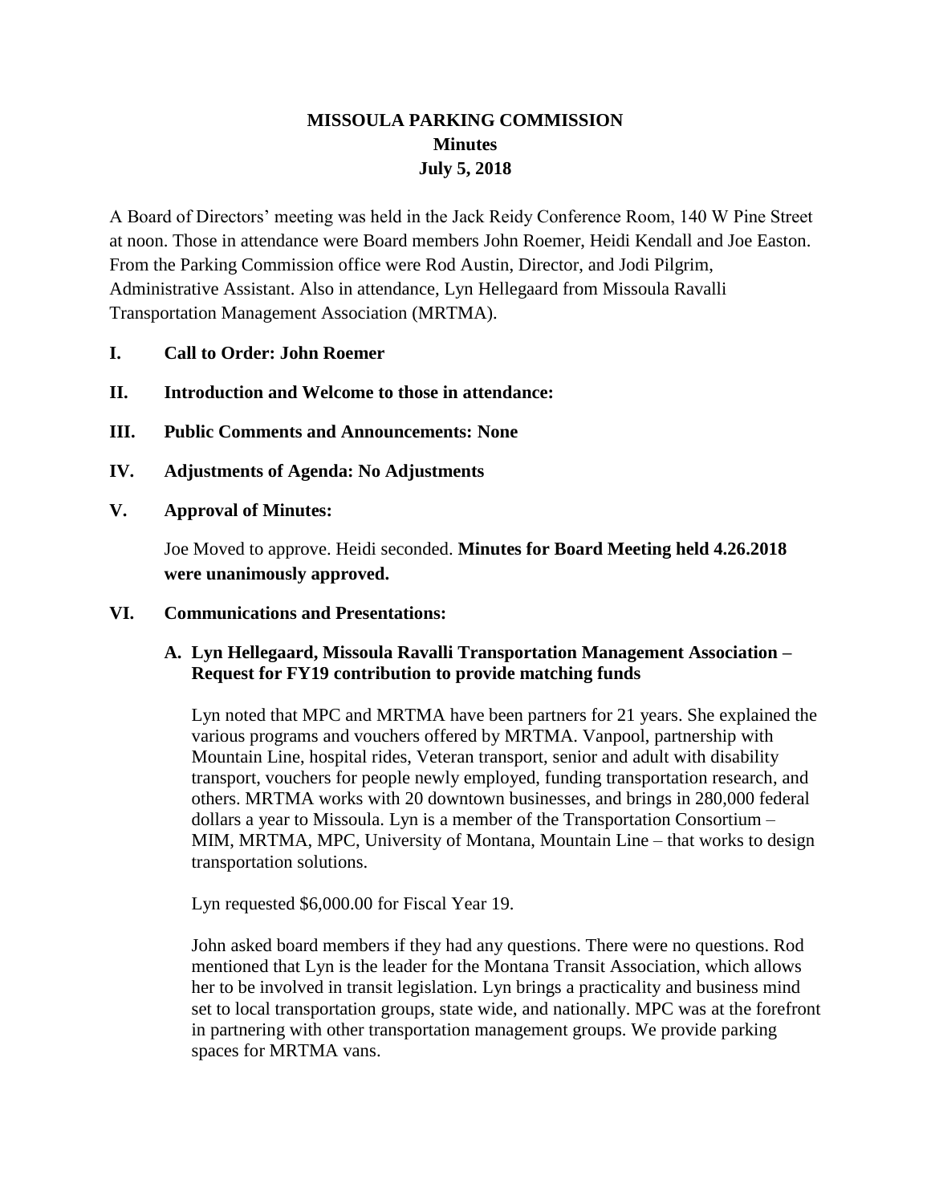# MISSOULA PARKING COMMISSION
## Minutes
## July 5, 2018

A Board of Directors' meeting was held in the Jack Reidy Conference Room, 140 W Pine Street at noon. Those in attendance were Board members John Roemer, Heidi Kendall and Joe Easton. From the Parking Commission office were Rod Austin, Director, and Jodi Pilgrim, Administrative Assistant. Also in attendance, Lyn Hellegaard from Missoula Ravalli Transportation Management Association (MRTMA).

**I. Call to Order: John Roemer**

**II. Introduction and Welcome to those in attendance:**

**III. Public Comments and Announcements: None**

**IV. Adjustments of Agenda: No Adjustments**

**V. Approval of Minutes:**

Joe Moved to approve. Heidi seconded. **Minutes for Board Meeting held 4.26.2018 were unanimously approved.**

**VI. Communications and Presentations:**

**A. Lyn Hellegaard, Missoula Ravalli Transportation Management Association – Request for FY19 contribution to provide matching funds**

Lyn noted that MPC and MRTMA have been partners for 21 years. She explained the various programs and vouchers offered by MRTMA. Vanpool, partnership with Mountain Line, hospital rides, Veteran transport, senior and adult with disability transport, vouchers for people newly employed, funding transportation research, and others. MRTMA works with 20 downtown businesses, and brings in 280,000 federal dollars a year to Missoula. Lyn is a member of the Transportation Consortium – MIM, MRTMA, MPC, University of Montana, Mountain Line – that works to design transportation solutions.

Lyn requested $6,000.00 for Fiscal Year 19.

John asked board members if they had any questions. There were no questions. Rod mentioned that Lyn is the leader for the Montana Transit Association, which allows her to be involved in transit legislation. Lyn brings a practicality and business mind set to local transportation groups, state wide, and nationally. MPC was at the forefront in partnering with other transportation management groups. We provide parking spaces for MRTMA vans.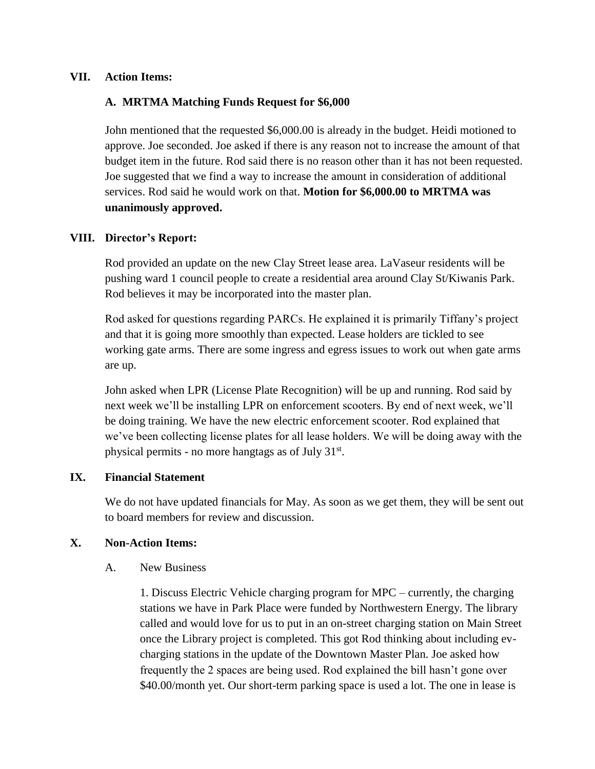## VII. Action Items:

### A. MRTMA Matching Funds Request for $6,000

John mentioned that the requested $6,000.00 is already in the budget. Heidi motioned to approve. Joe seconded. Joe asked if there is any reason not to increase the amount of that budget item in the future. Rod said there is no reason other than it has not been requested. Joe suggested that we find a way to increase the amount in consideration of additional services. Rod said he would work on that. **Motion for $6,000.00 to MRTMA was unanimously approved.**

## VIII. Director's Report:

Rod provided an update on the new Clay Street lease area. LaVaseur residents will be pushing ward 1 council people to create a residential area around Clay St/Kiwanis Park. Rod believes it may be incorporated into the master plan.

Rod asked for questions regarding PARCs. He explained it is primarily Tiffany's project and that it is going more smoothly than expected. Lease holders are tickled to see working gate arms. There are some ingress and egress issues to work out when gate arms are up.

John asked when LPR (License Plate Recognition) will be up and running. Rod said by next week we'll be installing LPR on enforcement scooters. By end of next week, we'll be doing training. We have the new electric enforcement scooter. Rod explained that we've been collecting license plates for all lease holders. We will be doing away with the physical permits - no more hangtags as of July 31st.

## IX. Financial Statement

We do not have updated financials for May. As soon as we get them, they will be sent out to board members for review and discussion.

## X. Non-Action Items:

A. New Business

1. Discuss Electric Vehicle charging program for MPC – currently, the charging stations we have in Park Place were funded by Northwestern Energy. The library called and would love for us to put in an on-street charging station on Main Street once the Library project is completed. This got Rod thinking about including ev-charging stations in the update of the Downtown Master Plan. Joe asked how frequently the 2 spaces are being used. Rod explained the bill hasn't gone over $40.00/month yet. Our short-term parking space is used a lot. The one in lease is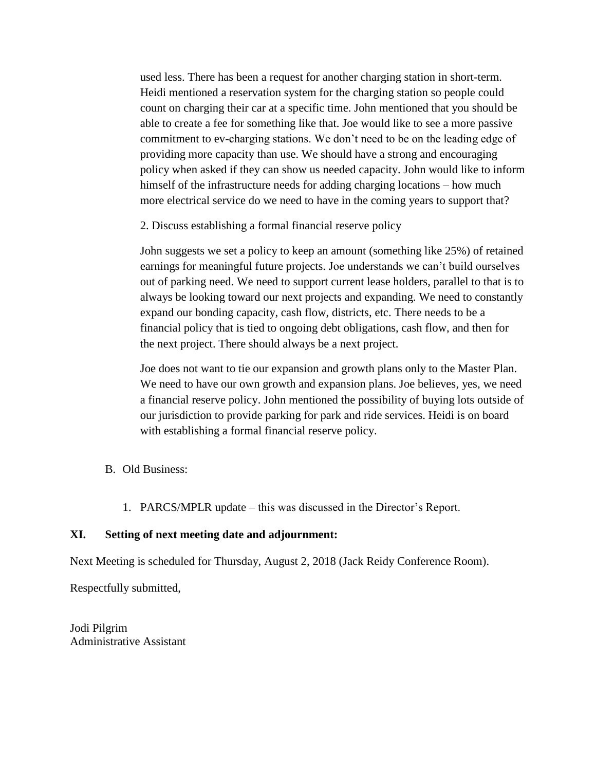used less. There has been a request for another charging station in short-term. Heidi mentioned a reservation system for the charging station so people could count on charging their car at a specific time. John mentioned that you should be able to create a fee for something like that. Joe would like to see a more passive commitment to ev-charging stations. We don't need to be on the leading edge of providing more capacity than use. We should have a strong and encouraging policy when asked if they can show us needed capacity. John would like to inform himself of the infrastructure needs for adding charging locations – how much more electrical service do we need to have in the coming years to support that?

2. Discuss establishing a formal financial reserve policy

John suggests we set a policy to keep an amount (something like 25%) of retained earnings for meaningful future projects. Joe understands we can't build ourselves out of parking need. We need to support current lease holders, parallel to that is to always be looking toward our next projects and expanding. We need to constantly expand our bonding capacity, cash flow, districts, etc. There needs to be a financial policy that is tied to ongoing debt obligations, cash flow, and then for the next project. There should always be a next project.

Joe does not want to tie our expansion and growth plans only to the Master Plan. We need to have our own growth and expansion plans. Joe believes, yes, we need a financial reserve policy. John mentioned the possibility of buying lots outside of our jurisdiction to provide parking for park and ride services. Heidi is on board with establishing a formal financial reserve policy.

B. Old Business:

1. PARCS/MPLR update – this was discussed in the Director's Report.

**XI. Setting of next meeting date and adjournment:**

Next Meeting is scheduled for Thursday, August 2, 2018 (Jack Reidy Conference Room).

Respectfully submitted,

Jodi Pilgrim
Administrative Assistant